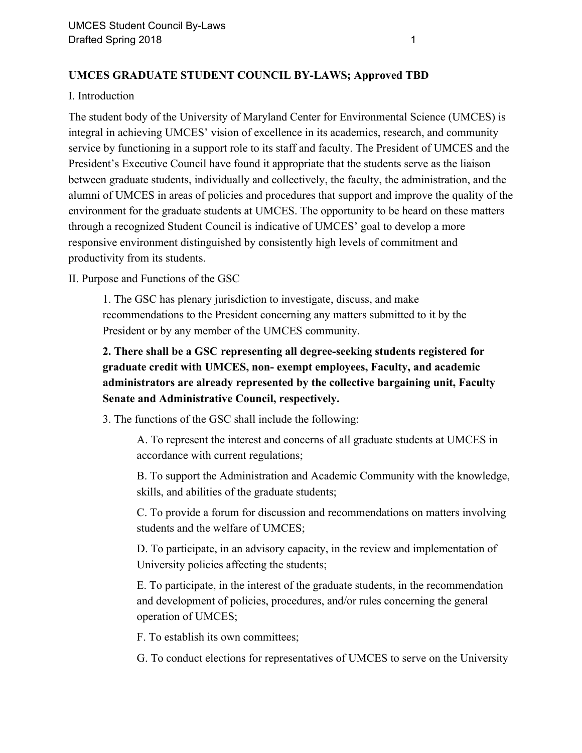**UMCES GRADUATE STUDENT COUNCIL BY-LAWS; Approved TBD**

I. Introduction

The student body of the University of Maryland Center for Environmental Science (UMCES) is integral in achieving UMCES' vision of excellence in its academics, research, and community service by functioning in a support role to its staff and faculty. The President of UMCES and the President's Executive Council have found it appropriate that the students serve as the liaison between graduate students, individually and collectively, the faculty, the administration, and the alumni of UMCES in areas of policies and procedures that support and improve the quality of the environment for the graduate students at UMCES. The opportunity to be heard on these matters through a recognized Student Council is indicative of UMCES' goal to develop a more responsive environment distinguished by consistently high levels of commitment and productivity from its students.

II. Purpose and Functions of the GSC

1. The GSC has plenary jurisdiction to investigate, discuss, and make recommendations to the President concerning any matters submitted to it by the President or by any member of the UMCES community.

**2. There shall be a GSC representing all degree-seeking students registered for graduate credit with UMCES, non- exempt employees, Faculty, and academic administrators are already represented by the collective bargaining unit, Faculty Senate and Administrative Council, respectively.**

3. The functions of the GSC shall include the following:

A. To represent the interest and concerns of all graduate students at UMCES in accordance with current regulations;

B. To support the Administration and Academic Community with the knowledge, skills, and abilities of the graduate students;

C. To provide a forum for discussion and recommendations on matters involving students and the welfare of UMCES;

D. To participate, in an advisory capacity, in the review and implementation of University policies affecting the students;

E. To participate, in the interest of the graduate students, in the recommendation and development of policies, procedures, and/or rules concerning the general operation of UMCES;

F. To establish its own committees;

G. To conduct elections for representatives of UMCES to serve on the University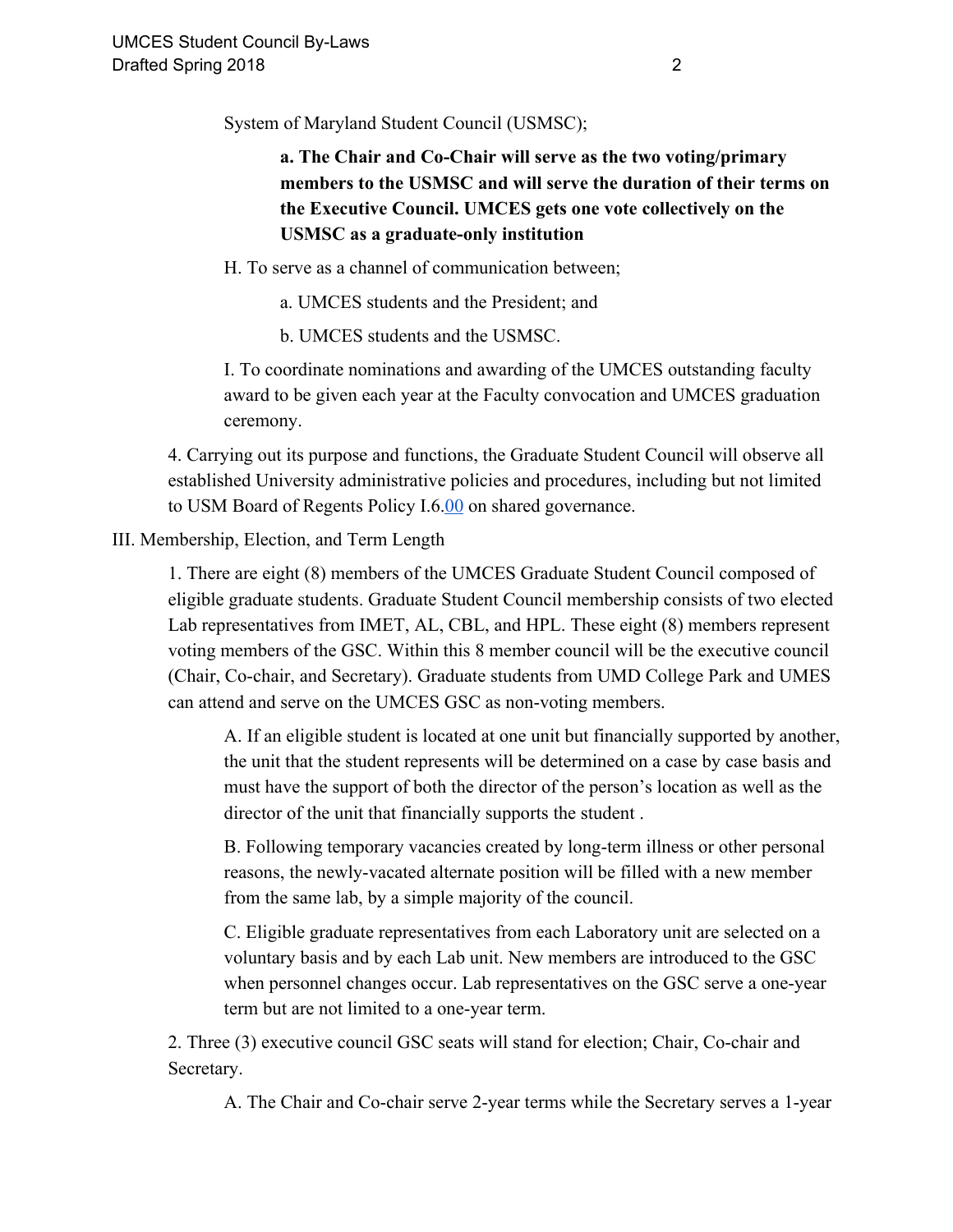System of Maryland Student Council (USMSC);

**a. The Chair and Co-Chair will serve as the two voting/primary members to the USMSC and will serve the duration of their terms on the Executive Council. UMCES gets one vote collectively on the USMSC as a graduate-only institution**

H. To serve as a channel of communication between;

a. UMCES students and the President; and

b. UMCES students and the USMSC.

I. To coordinate nominations and awarding of the UMCES outstanding faculty award to be given each year at the Faculty convocation and UMCES graduation ceremony.

4. Carrying out its purpose and functions, the Graduate Student Council will observe all established University administrative policies and procedures, including but not limited to USM Board of Regents Policy I.6.00 on shared governance.

III. Membership, Election, and Term Length

1. There are eight (8) members of the UMCES Graduate Student Council composed of eligible graduate students. Graduate Student Council membership consists of two elected Lab representatives from IMET, AL, CBL, and HPL. These eight (8) members represent voting members of the GSC. Within this 8 member council will be the executive council (Chair, Co-chair, and Secretary). Graduate students from UMD College Park and UMES can attend and serve on the UMCES GSC as non-voting members.

A. If an eligible student is located at one unit but financially supported by another, the unit that the student represents will be determined on a case by case basis and must have the support of both the director of the person's location as well as the director of the unit that financially supports the student .

B. Following temporary vacancies created by long-term illness or other personal reasons, the newly-vacated alternate position will be filled with a new member from the same lab, by a simple majority of the council.

C. Eligible graduate representatives from each Laboratory unit are selected on a voluntary basis and by each Lab unit. New members are introduced to the GSC when personnel changes occur. Lab representatives on the GSC serve a one-year term but are not limited to a one-year term.

2. Three (3) executive council GSC seats will stand for election; Chair, Co-chair and Secretary.

A. The Chair and Co-chair serve 2-year terms while the Secretary serves a 1-year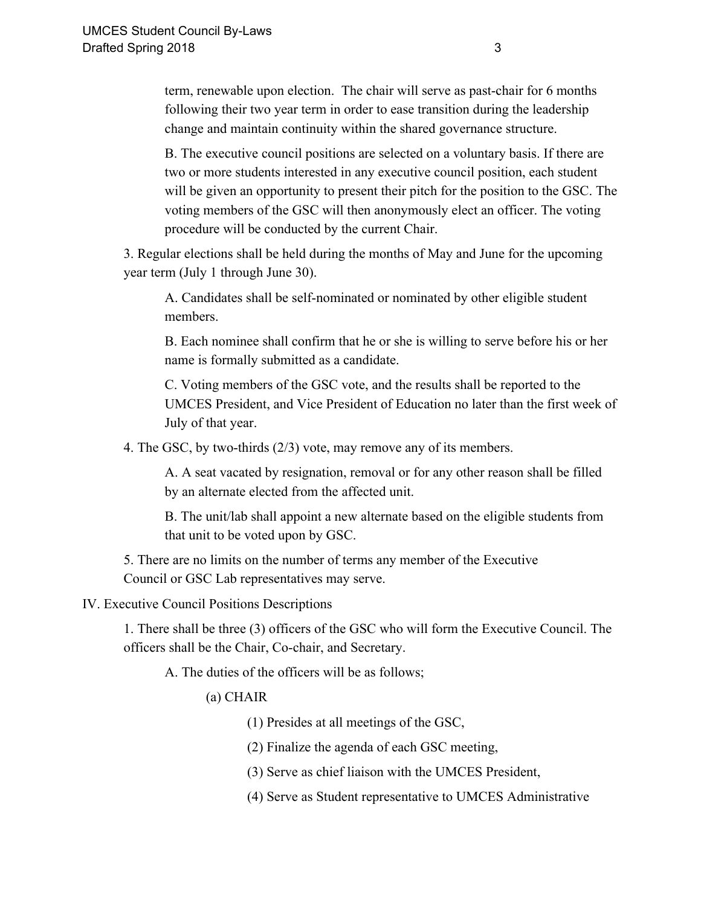term, renewable upon election. The chair will serve as past-chair for 6 months following their two year term in order to ease transition during the leadership change and maintain continuity within the shared governance structure.

B. The executive council positions are selected on a voluntary basis. If there are two or more students interested in any executive council position, each student will be given an opportunity to present their pitch for the position to the GSC. The voting members of the GSC will then anonymously elect an officer. The voting procedure will be conducted by the current Chair.

3. Regular elections shall be held during the months of May and June for the upcoming year term (July 1 through June 30).

A. Candidates shall be self-nominated or nominated by other eligible student members.

B. Each nominee shall confirm that he or she is willing to serve before his or her name is formally submitted as a candidate.

C. Voting members of the GSC vote, and the results shall be reported to the UMCES President, and Vice President of Education no later than the first week of July of that year.

4. The GSC, by two-thirds (2/3) vote, may remove any of its members.

A. A seat vacated by resignation, removal or for any other reason shall be filled by an alternate elected from the affected unit.

B. The unit/lab shall appoint a new alternate based on the eligible students from that unit to be voted upon by GSC.

5. There are no limits on the number of terms any member of the Executive Council or GSC Lab representatives may serve.

IV. Executive Council Positions Descriptions

1. There shall be three (3) officers of the GSC who will form the Executive Council. The officers shall be the Chair, Co-chair, and Secretary.

A. The duties of the officers will be as follows;

(a) CHAIR

(1) Presides at all meetings of the GSC,

(2) Finalize the agenda of each GSC meeting,

(3) Serve as chief liaison with the UMCES President,

(4) Serve as Student representative to UMCES Administrative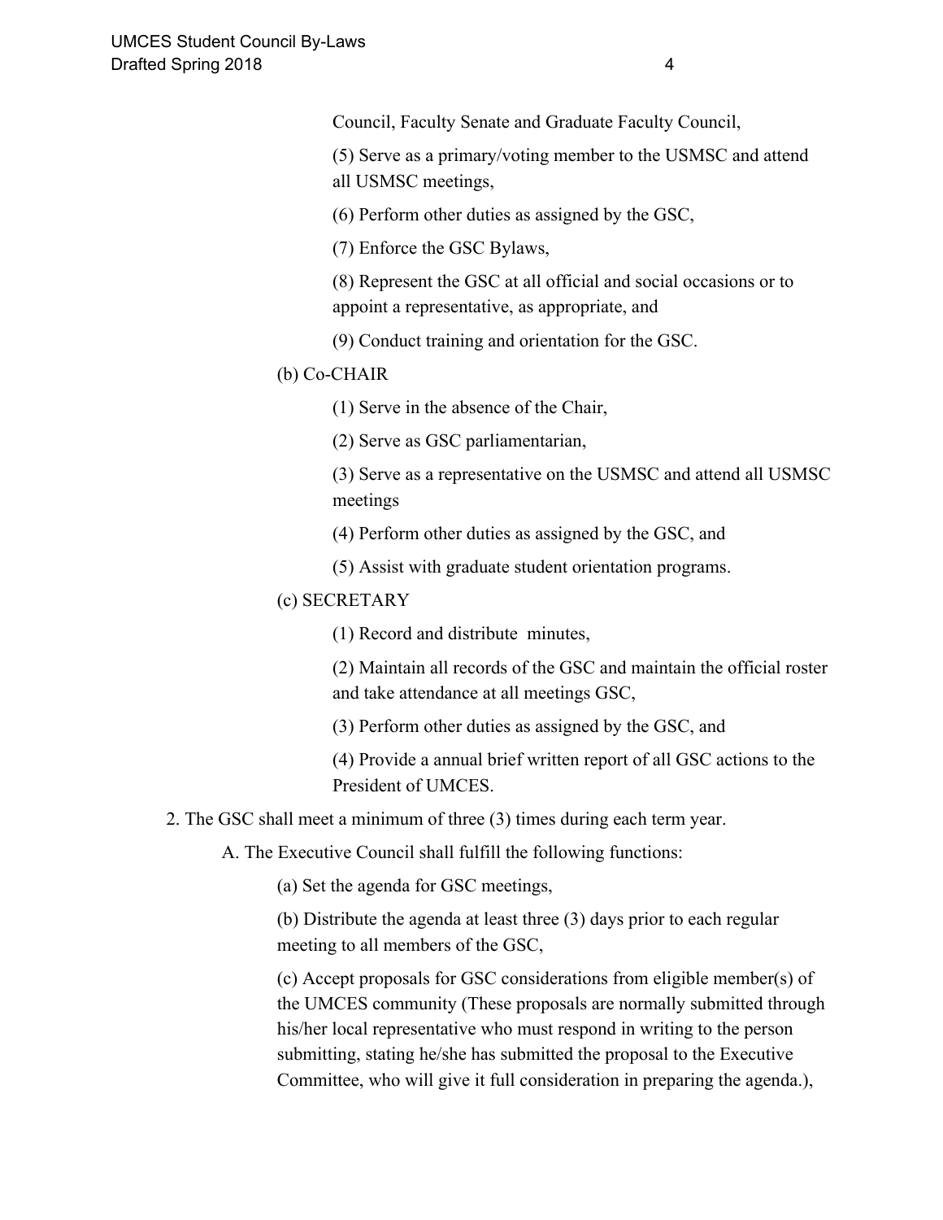Council, Faculty Senate and Graduate Faculty Council,

(5) Serve as a primary/voting member to the USMSC and attend all USMSC meetings,

(6) Perform other duties as assigned by the GSC,

(7) Enforce the GSC Bylaws,

(8) Represent the GSC at all official and social occasions or to appoint a representative, as appropriate, and

(9) Conduct training and orientation for the GSC.

(b) Co-CHAIR

(1) Serve in the absence of the Chair,

(2) Serve as GSC parliamentarian,

(3) Serve as a representative on the USMSC and attend all USMSC meetings

(4) Perform other duties as assigned by the GSC, and

(5) Assist with graduate student orientation programs.

(c) SECRETARY

(1) Record and distribute  minutes,

(2) Maintain all records of the GSC and maintain the official roster and take attendance at all meetings GSC,

(3) Perform other duties as assigned by the GSC, and

(4) Provide a annual brief written report of all GSC actions to the President of UMCES.

2. The GSC shall meet a minimum of three (3) times during each term year.

A. The Executive Council shall fulfill the following functions:

(a) Set the agenda for GSC meetings,

(b) Distribute the agenda at least three (3) days prior to each regular meeting to all members of the GSC,

(c) Accept proposals for GSC considerations from eligible member(s) of the UMCES community (These proposals are normally submitted through his/her local representative who must respond in writing to the person submitting, stating he/she has submitted the proposal to the Executive Committee, who will give it full consideration in preparing the agenda.),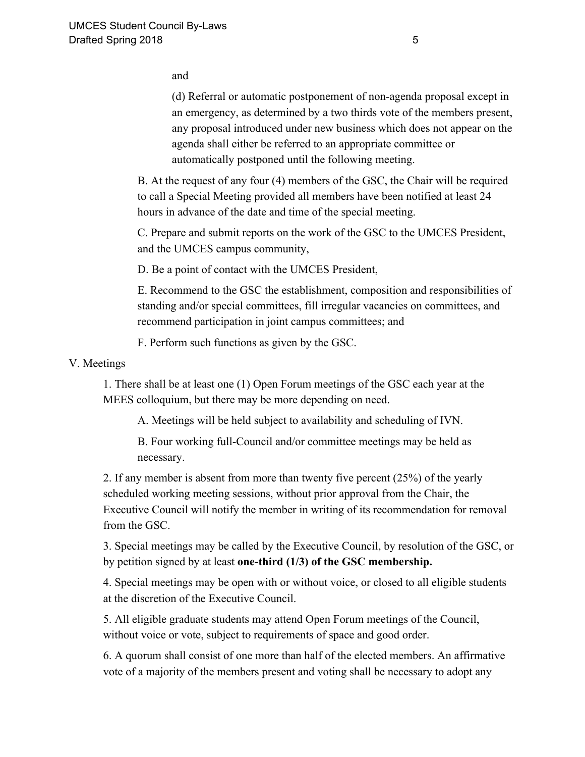and

(d) Referral or automatic postponement of non-agenda proposal except in an emergency, as determined by a two thirds vote of the members present, any proposal introduced under new business which does not appear on the agenda shall either be referred to an appropriate committee or automatically postponed until the following meeting.

B. At the request of any four (4) members of the GSC, the Chair will be required to call a Special Meeting provided all members have been notified at least 24 hours in advance of the date and time of the special meeting.

C. Prepare and submit reports on the work of the GSC to the UMCES President, and the UMCES campus community,

D. Be a point of contact with the UMCES President,

E. Recommend to the GSC the establishment, composition and responsibilities of standing and/or special committees, fill irregular vacancies on committees, and recommend participation in joint campus committees; and

F. Perform such functions as given by the GSC.

V. Meetings

1. There shall be at least one (1) Open Forum meetings of the GSC each year at the MEES colloquium, but there may be more depending on need.

A. Meetings will be held subject to availability and scheduling of IVN.

B. Four working full-Council and/or committee meetings may be held as necessary.

2. If any member is absent from more than twenty five percent (25%) of the yearly scheduled working meeting sessions, without prior approval from the Chair, the Executive Council will notify the member in writing of its recommendation for removal from the GSC.

3. Special meetings may be called by the Executive Council, by resolution of the GSC, or by petition signed by at least **one-third (1/3) of the GSC membership.**

4. Special meetings may be open with or without voice, or closed to all eligible students at the discretion of the Executive Council.

5. All eligible graduate students may attend Open Forum meetings of the Council, without voice or vote, subject to requirements of space and good order.

6. A quorum shall consist of one more than half of the elected members. An affirmative vote of a majority of the members present and voting shall be necessary to adopt any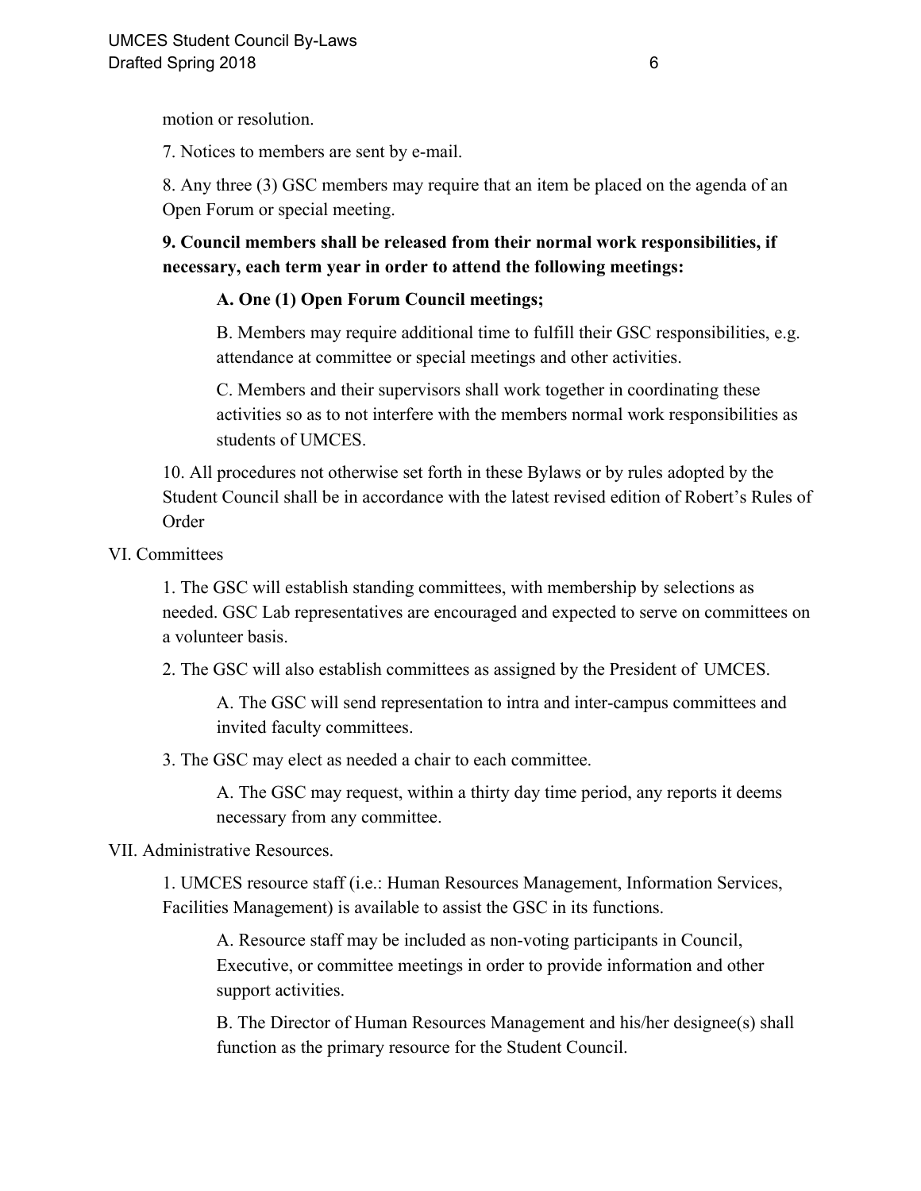motion or resolution.

7. Notices to members are sent by e-mail.

8. Any three (3) GSC members may require that an item be placed on the agenda of an Open Forum or special meeting.

**9. Council members shall be released from their normal work responsibilities, if necessary, each term year in order to attend the following meetings:**

> **A. One (1) Open Forum Council meetings;**
>
> B. Members may require additional time to fulfill their GSC responsibilities, e.g. attendance at committee or special meetings and other activities.
>
> C. Members and their supervisors shall work together in coordinating these activities so as to not interfere with the members normal work responsibilities as students of UMCES.

10. All procedures not otherwise set forth in these Bylaws or by rules adopted by the Student Council shall be in accordance with the latest revised edition of Robert's Rules of Order

VI. Committees

1. The GSC will establish standing committees, with membership by selections as needed. GSC Lab representatives are encouraged and expected to serve on committees on a volunteer basis.

2. The GSC will also establish committees as assigned by the President of UMCES.

> A. The GSC will send representation to intra and inter-campus committees and invited faculty committees.

3. The GSC may elect as needed a chair to each committee.

> A. The GSC may request, within a thirty day time period, any reports it deems necessary from any committee.

VII. Administrative Resources.

1. UMCES resource staff (i.e.: Human Resources Management, Information Services, Facilities Management) is available to assist the GSC in its functions.

> A. Resource staff may be included as non-voting participants in Council, Executive, or committee meetings in order to provide information and other support activities.
>
> B. The Director of Human Resources Management and his/her designee(s) shall function as the primary resource for the Student Council.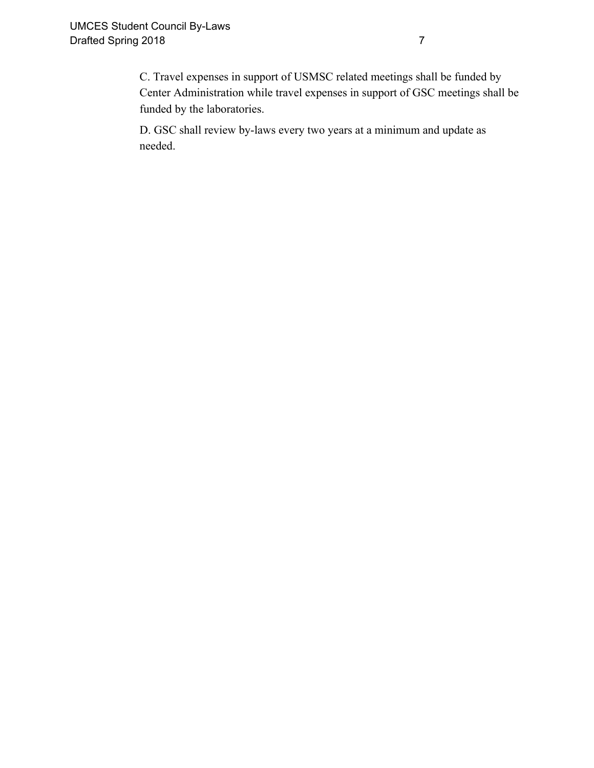C. Travel expenses in support of USMSC related meetings shall be funded by Center Administration while travel expenses in support of GSC meetings shall be funded by the laboratories.

D. GSC shall review by-laws every two years at a minimum and update as needed.